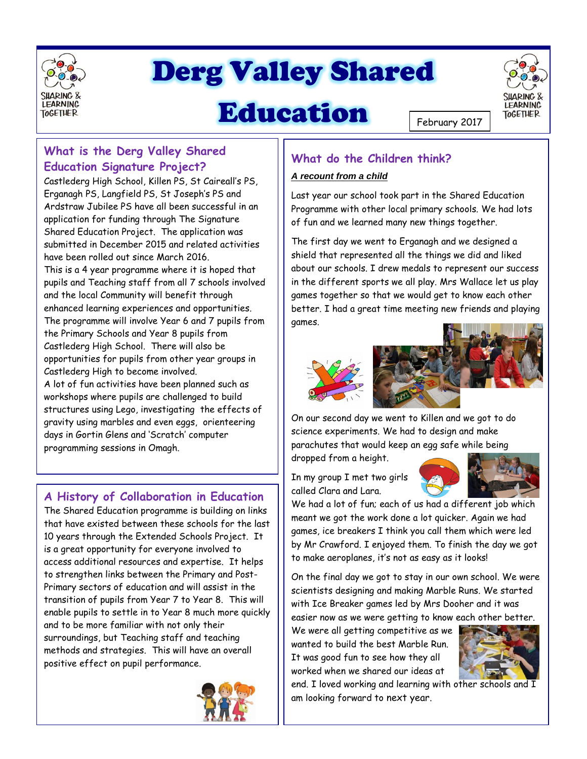# Derg Valley Shared Education

February 2017

SHARING & LEARNING TOGETHER

## What is the Derg Valley Shared Education Signature Project?

Castlederg High School, Killen PS, St Caireall's PS, Erganagh PS, Langfield PS, St Joseph's PS and Ardstraw Jubilee PS have all been successful in an application for funding through The Signature Shared Education Project. The application was submitted in December 2015 and related activities have been rolled out since March 2016.

This is a 4 year programme where it is hoped that pupils and Teaching staff from all 7 schools involved and the local Community will benefit through enhanced learning experiences and opportunities. The programme will involve Year 6 and 7 pupils from the Primary Schools and Year 8 pupils from Castlederg High School. There will also be opportunities for pupils from other year groups in Castlederg High to become involved.

A lot of fun activities have been planned such as workshops where pupils are challenged to build structures using Lego, investigating the effects of gravity using marbles and even eggs, orienteering days in Gortin Glens and 'Scratch' computer programming sessions in Omagh.

## A History of Collaboration in Education

The Shared Education programme is building on links that have existed between these schools for the last 10 years through the Extended Schools Project. It is a great opportunity for everyone involved to access additional resources and expertise. It helps to strengthen links between the Primary and Post-Primary sectors of education and will assist in the transition of pupils from Year 7 to Year 8. This will enable pupils to settle in to Year 8 much more quickly and to be more familiar with not only their surroundings, but Teaching staff and teaching methods and strategies. This will have an overall positive effect on pupil performance.

## What do the Children think?

***A recount from a child***

Last year our school took part in the Shared Education Programme with other local primary schools. We had lots of fun and we learned many new things together.

The first day we went to Erganagh and we designed a shield that represented all the things we did and liked about our schools. I drew medals to represent our success in the different sports we all play. Mrs Wallace let us play games together so that we would get to know each other better. I had a great time meeting new friends and playing games.

On our second day we went to Killen and we got to do science experiments. We had to design and make parachutes that would keep an egg safe while being dropped from a height.

In my group I met two girls called Clara and Lara. We had a lot of fun; each of us had a different job which meant we got the work done a lot quicker. Again we had games, ice breakers I think you call them which were led by Mr Crawford. I enjoyed them. To finish the day we got to make aeroplanes, it's not as easy as it looks!

On the final day we got to stay in our own school. We were scientists designing and making Marble Runs. We started with Ice Breaker games led by Mrs Dooher and it was easier now as we were getting to know each other better. We were all getting competitive as we wanted to build the best Marble Run. It was good fun to see how they all worked when we shared our ideas at end. I loved working and learning with other schools and I am looking forward to next year.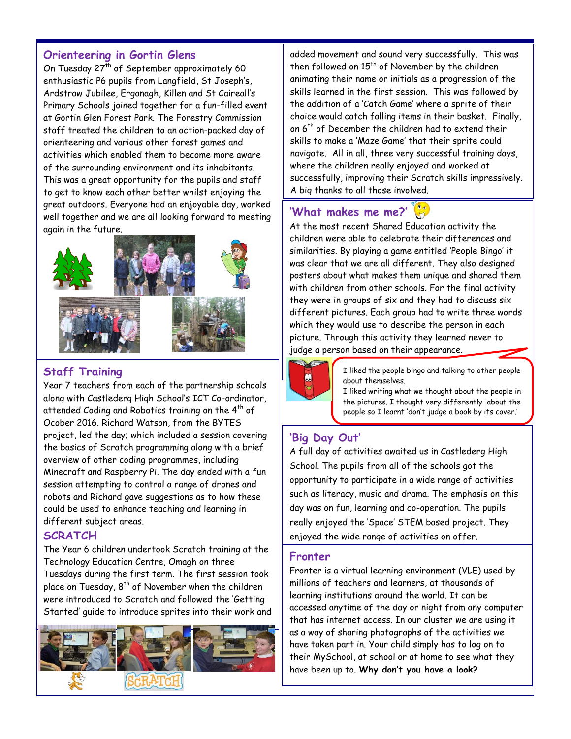## Orienteering in Gortin Glens

On Tuesday 27th of September approximately 60 enthusiastic P6 pupils from Langfield, St Joseph's, Ardstraw Jubilee, Erganagh, Killen and St Caireall's Primary Schools joined together for a fun-filled event at Gortin Glen Forest Park. The Forestry Commission staff treated the children to an action-packed day of orienteering and various other forest games and activities which enabled them to become more aware of the surrounding environment and its inhabitants. This was a great opportunity for the pupils and staff to get to know each other better whilst enjoying the great outdoors. Everyone had an enjoyable day, worked well together and we are all looking forward to meeting again in the future.

## Staff Training

Year 7 teachers from each of the partnership schools along with Castlederg High School's ICT Co-ordinator, attended Coding and Robotics training on the 4th of Ocober 2016. Richard Watson, from the BYTES project, led the day; which included a session covering the basics of Scratch programming along with a brief overview of other coding programmes, including Minecraft and Raspberry Pi. The day ended with a fun session attempting to control a range of drones and robots and Richard gave suggestions as to how these could be used to enhance teaching and learning in different subject areas.

## SCRATCH

The Year 6 children undertook Scratch training at the Technology Education Centre, Omagh on three Tuesdays during the first term. The first session took place on Tuesday, 8th of November when the children were introduced to Scratch and followed the 'Getting Started' guide to introduce sprites into their work and added movement and sound very successfully. This was then followed on 15th of November by the children animating their name or initials as a progression of the skills learned in the first session. This was followed by the addition of a 'Catch Game' where a sprite of their choice would catch falling items in their basket. Finally, on 6th of December the children had to extend their skills to make a 'Maze Game' that their sprite could navigate. All in all, three very successful training days, where the children really enjoyed and worked at successfully, improving their Scratch skills impressively. A big thanks to all those involved.

## 'What makes me me?'

At the most recent Shared Education activity the children were able to celebrate their differences and similarities. By playing a game entitled 'People Bingo' it was clear that we are all different. They also designed posters about what makes them unique and shared them with children from other schools. For the final activity they were in groups of six and they had to discuss six different pictures. Each group had to write three words which they would use to describe the person in each picture. Through this activity they learned never to judge a person based on their appearance.

I liked the people bingo and talking to other people about themselves.
I liked writing what we thought about the people in the pictures. I thought very differently about the people so I learnt 'don't judge a book by its cover.'

## 'Big Day Out'

A full day of activities awaited us in Castlederg High School. The pupils from all of the schools got the opportunity to participate in a wide range of activities such as literacy, music and drama. The emphasis on this day was on fun, learning and co-operation. The pupils really enjoyed the 'Space' STEM based project. They enjoyed the wide range of activities on offer.

## Fronter

Fronter is a virtual learning environment (VLE) used by millions of teachers and learners, at thousands of learning institutions around the world. It can be accessed anytime of the day or night from any computer that has internet access. In our cluster we are using it as a way of sharing photographs of the activities we have taken part in. Your child simply has to log on to their MySchool, at school or at home to see what they have been up to. **Why don't you have a look?**